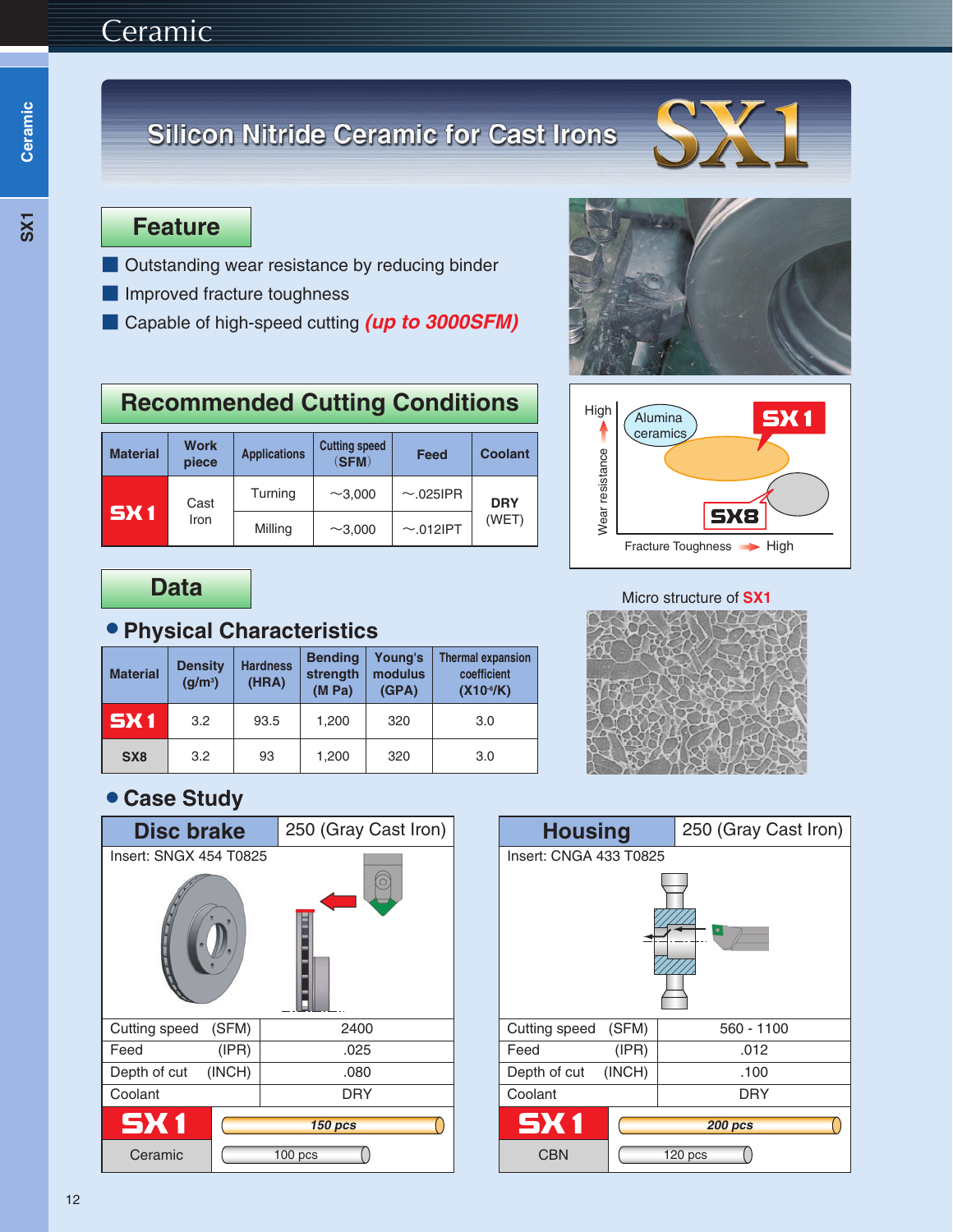# Silicon Nitride Ceramic for Cast Irons SX1

## Feature

- Outstanding wear resistance by reducing binder
- Improved fracture toughness
- Capable of high-speed cutting ***(up to 3000SFM)***

## Recommended Cutting Conditions

| Material | Work piece | Applications | Cutting speed (SFM) | Feed | Coolant |
|---|---|---|---|---|---|
| SX1 | Cast Iron | Turning | ~3,000 | ~.025IPR | **DRY** (WET) |
| | | Milling | ~3,000 | ~.012IPT | |

High

Wear resistance

Alumina ceramics

SX1

SX8

Fracture Toughness → High

Micro structure of SX1

## Data

### Physical Characteristics

| Material | Density (g/m³) | Hardness (HRA) | Bending strength (M Pa) | Young's modulus (GPA) | Thermal expansion coefficient ($X10^{-6}$/K) |
|---|---|---|---|---|---|
| SX1 | 3.2 | 93.5 | 1,200 | 320 | 3.0 |
| SX8 | 3.2 | 93 | 1,200 | 320 | 3.0 |

### Case Study

**Disc brake** — 250 (Gray Cast Iron)

Insert: SNGX 454 T0825

| | |
|---|---|
| Cutting speed (SFM) | 2400 |
| Feed (IPR) | .025 |
| Depth of cut (INCH) | .080 |
| Coolant | DRY |
| SX1 | 150 pcs |
| Ceramic | 100 pcs |

**Housing** — 250 (Gray Cast Iron)

Insert: CNGA 433 T0825

| | |
|---|---|
| Cutting speed (SFM) | 560 - 1100 |
| Feed (IPR) | .012 |
| Depth of cut (INCH) | .100 |
| Coolant | DRY |
| SX1 | 200 pcs |
| CBN | 120 pcs |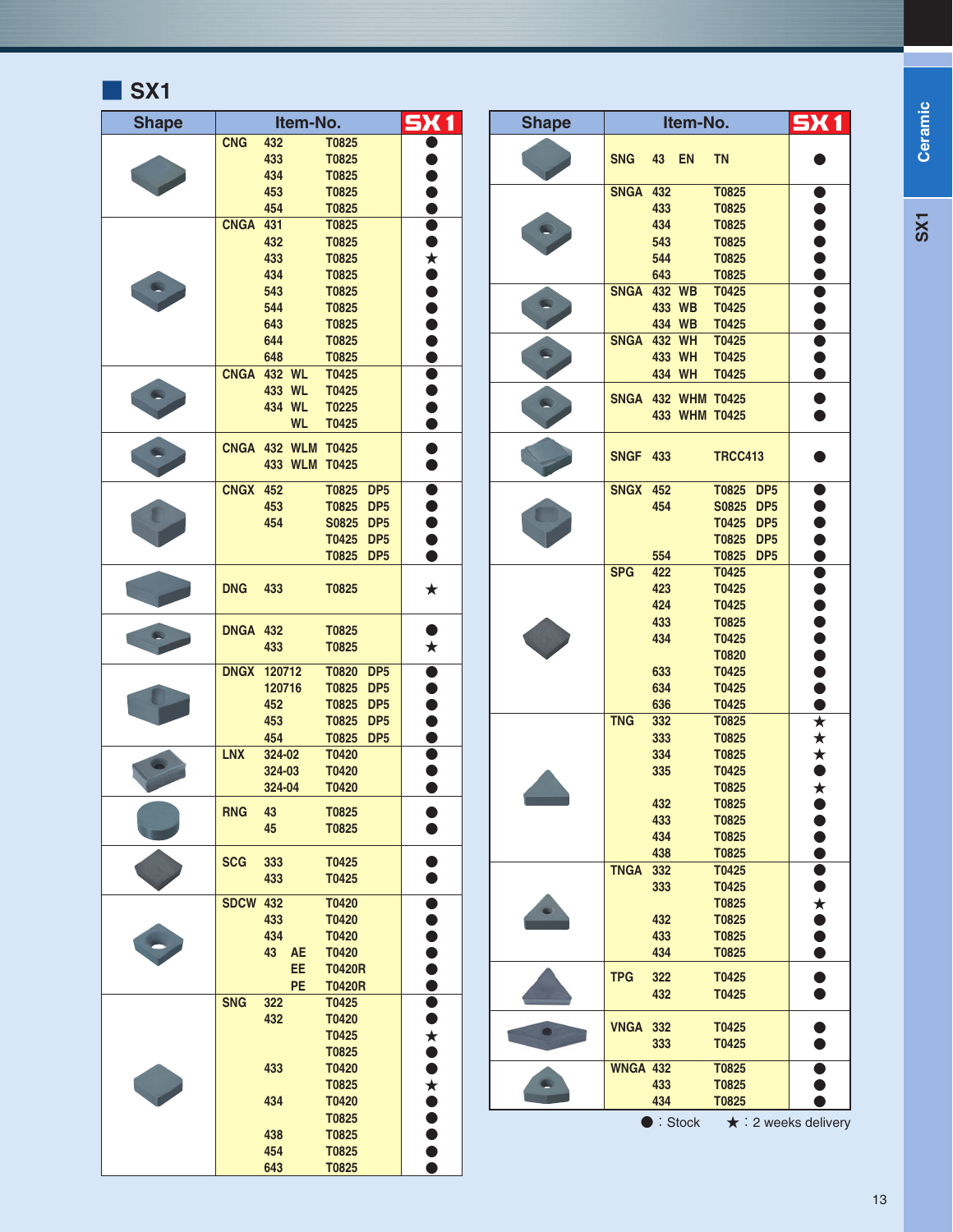## SX1

| Shape | Item-No. | | | | SX1 |
|---|---|---|---|---|---|
| | CNG | 432 | | T0825 | ● |
| | | 433 | | T0825 | ● |
| | | 434 | | T0825 | ● |
| | | 453 | | T0825 | ● |
| | | 454 | | T0825 | ● |
| | CNGA | 431 | | T0825 | ● |
| | | 432 | | T0825 | ● |
| | | 433 | | T0825 | ★ |
| | | 434 | | T0825 | ● |
| | | 543 | | T0825 | ● |
| | | 544 | | T0825 | ● |
| | | 643 | | T0825 | ● |
| | | 644 | | T0825 | ● |
| | | 648 | | T0825 | ● |
| | CNGA | 432 | WL | T0425 | ● |
| | | 433 | WL | T0425 | ● |
| | | 434 | WL | T0225 | ● |
| | | | WL | T0425 | ● |
| | CNGA | 432 | WLM | T0425 | ● |
| | | 433 | WLM | T0425 | ● |
| | CNGX | 452 | | T0825 DP5 | ● |
| | | 453 | | T0825 DP5 | ● |
| | | 454 | | S0825 DP5 | ● |
| | | | | T0425 DP5 | ● |
| | | | | T0825 DP5 | ● |
| | DNG | 433 | | T0825 | ★ |
| | DNGA | 432 | | T0825 | ● |
| | | 433 | | T0825 | ★ |
| | DNGX | 120712 | | T0820 DP5 | ● |
| | | 120716 | | T0825 DP5 | ● |
| | | 452 | | T0825 DP5 | ● |
| | | 453 | | T0825 DP5 | ● |
| | | 454 | | T0825 DP5 | ● |
| | LNX | 324-02 | | T0420 | ● |
| | | 324-03 | | T0420 | ● |
| | | 324-04 | | T0420 | ● |
| | RNG | 43 | | T0825 | ● |
| | | 45 | | T0825 | ● |
| | SCG | 333 | | T0425 | ● |
| | | 433 | | T0425 | ● |
| | SDCW | 432 | | T0420 | ● |
| | | 433 | | T0420 | ● |
| | | 434 | | T0420 | ● |
| | | 43 | AE | T0420 | ● |
| | | | EE | T0420R | ● |
| | | | PE | T0420R | ● |
| | SNG | 322 | | T0425 | ● |
| | | 432 | | T0420 | ● |
| | | | | T0425 | ★ |
| | | | | T0825 | ● |
| | | 433 | | T0420 | ● |
| | | | | T0825 | ★ |
| | | 434 | | T0420 | ● |
| | | | | T0825 | ● |
| | | 438 | | T0825 | ● |
| | | 454 | | T0825 | ● |
| | | 643 | | T0825 | ● |

| Shape | Item-No. | | | | SX1 |
|---|---|---|---|---|---|
| | SNG | 43 | EN | TN | ● |
| | SNGA | 432 | | T0825 | ● |
| | | 433 | | T0825 | ● |
| | | 434 | | T0825 | ● |
| | | 543 | | T0825 | ● |
| | | 544 | | T0825 | ● |
| | | 643 | | T0825 | ● |
| | SNGA | 432 | WB | T0425 | ● |
| | | 433 | WB | T0425 | ● |
| | | 434 | WB | T0425 | ● |
| | SNGA | 432 | WH | T0425 | ● |
| | | 433 | WH | T0425 | ● |
| | | 434 | WH | T0425 | ● |
| | SNGA | 432 | WHM | T0425 | ● |
| | | 433 | WHM | T0425 | ● |
| | SNGF | 433 | | TRCC413 | ● |
| | SNGX | 452 | | T0825 DP5 | ● |
| | | 454 | | S0825 DP5 | ● |
| | | | | T0425 DP5 | ● |
| | | | | T0825 DP5 | ● |
| | | 554 | | T0825 DP5 | ● |
| | SPG | 422 | | T0425 | ● |
| | | 423 | | T0425 | ● |
| | | 424 | | T0425 | ● |
| | | 433 | | T0825 | ● |
| | | 434 | | T0425 | ● |
| | | | | T0820 | ● |
| | | 633 | | T0425 | ● |
| | | 634 | | T0425 | ● |
| | | 636 | | T0425 | ● |
| | TNG | 332 | | T0825 | ★ |
| | | 333 | | T0825 | ★ |
| | | 334 | | T0825 | ★ |
| | | 335 | | T0425 | ● |
| | | | | T0825 | ★ |
| | | 432 | | T0825 | ● |
| | | 433 | | T0825 | ● |
| | | 434 | | T0825 | ● |
| | | 438 | | T0825 | ● |
| | TNGA | 332 | | T0425 | ● |
| | | 333 | | T0425 | ● |
| | | | | T0825 | ★ |
| | | 432 | | T0825 | ● |
| | | 433 | | T0825 | ● |
| | | 434 | | T0825 | ● |
| | TPG | 322 | | T0425 | ● |
| | | 432 | | T0425 | ● |
| | VNGA | 332 | | T0425 | ● |
| | | 333 | | T0425 | ● |
| | WNGA | 432 | | T0825 | ● |
| | | 433 | | T0825 | ● |
| | | 434 | | T0825 | ● |

● : Stock ★ : 2 weeks delivery